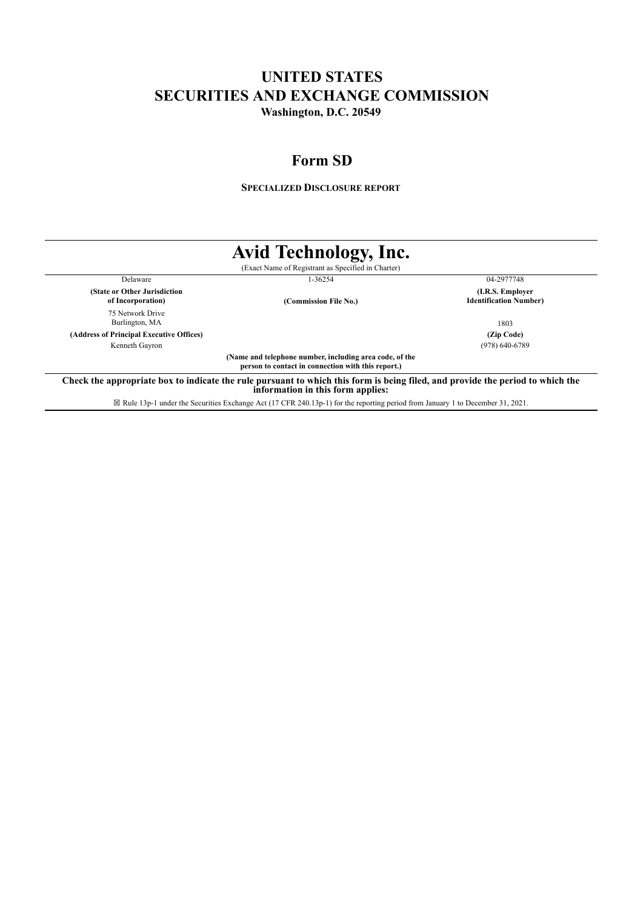# UNITED STATES
# SECURITIES AND EXCHANGE COMMISSION
**Washington, D.C. 20549**

## Form SD

**SPECIALIZED DISCLOSURE REPORT**

# Avid Technology, Inc.
(Exact Name of Registrant as Specified in Charter)

| Delaware | 1-36254 | 04-2977748 |
|---|---|---|
| **(State or Other Jurisdiction of Incorporation)** | **(Commission File No.)** | **(I.R.S. Employer Identification Number)** |
| 75 Network Drive Burlington, MA | | 1803 |
| **(Address of Principal Executive Offices)** | | **(Zip Code)** |
| Kenneth Gayron | | (978) 640-6789 |
| | **(Name and telephone number, including area code, of the person to contact in connection with this report.)** | |

**Check the appropriate box to indicate the rule pursuant to which this form is being filed, and provide the period to which the information in this form applies:**

☒ Rule 13p-1 under the Securities Exchange Act (17 CFR 240.13p-1) for the reporting period from January 1 to December 31, 2021.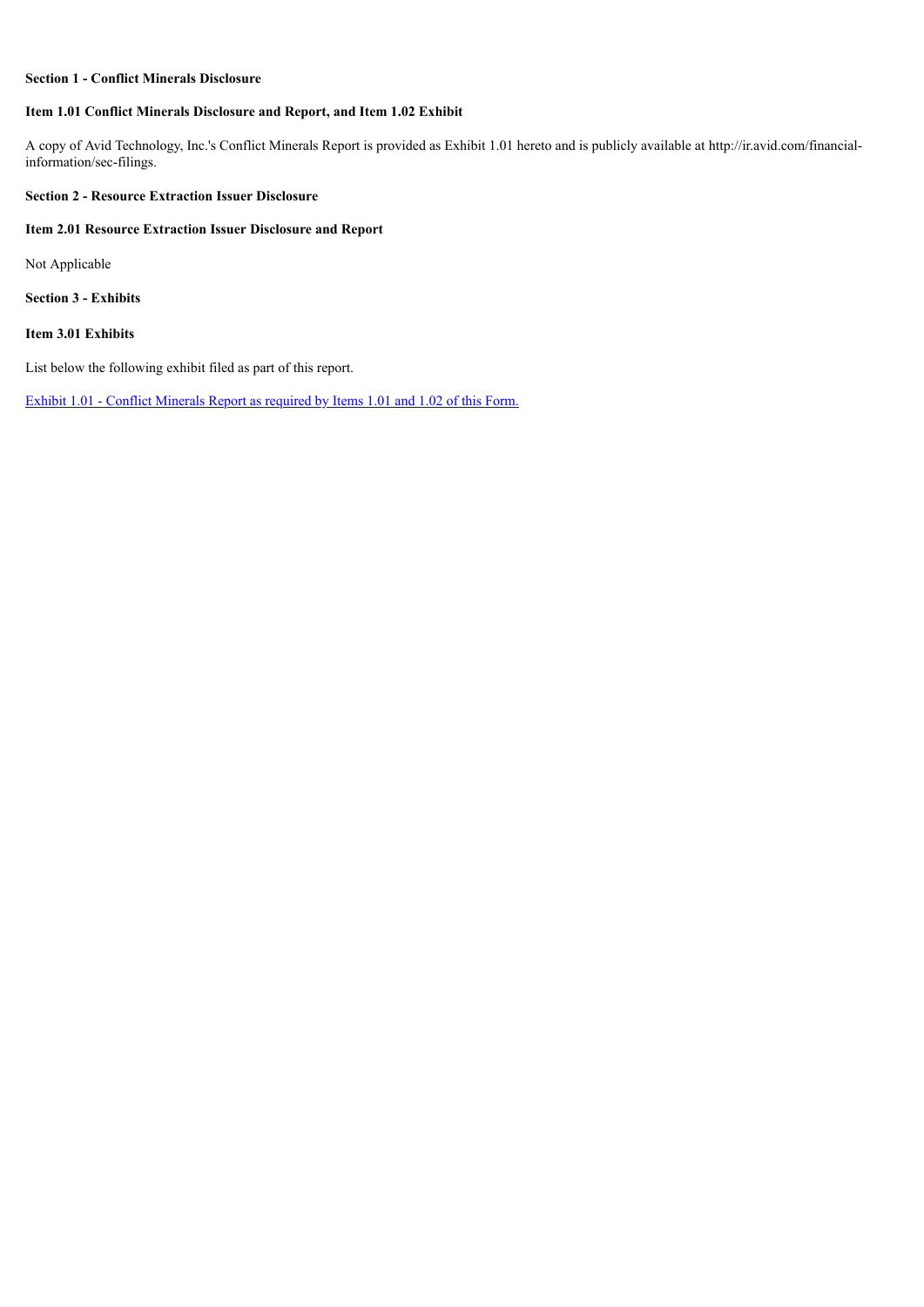**Section 1 - Conflict Minerals Disclosure**

**Item 1.01 Conflict Minerals Disclosure and Report, and Item 1.02 Exhibit**

A copy of Avid Technology, Inc.'s Conflict Minerals Report is provided as Exhibit 1.01 hereto and is publicly available at http://ir.avid.com/financial-information/sec-filings.

**Section 2 - Resource Extraction Issuer Disclosure**

**Item 2.01 Resource Extraction Issuer Disclosure and Report**

Not Applicable

**Section 3 - Exhibits**

**Item 3.01 Exhibits**

List below the following exhibit filed as part of this report.

Exhibit 1.01 - Conflict Minerals Report as required by Items 1.01 and 1.02 of this Form.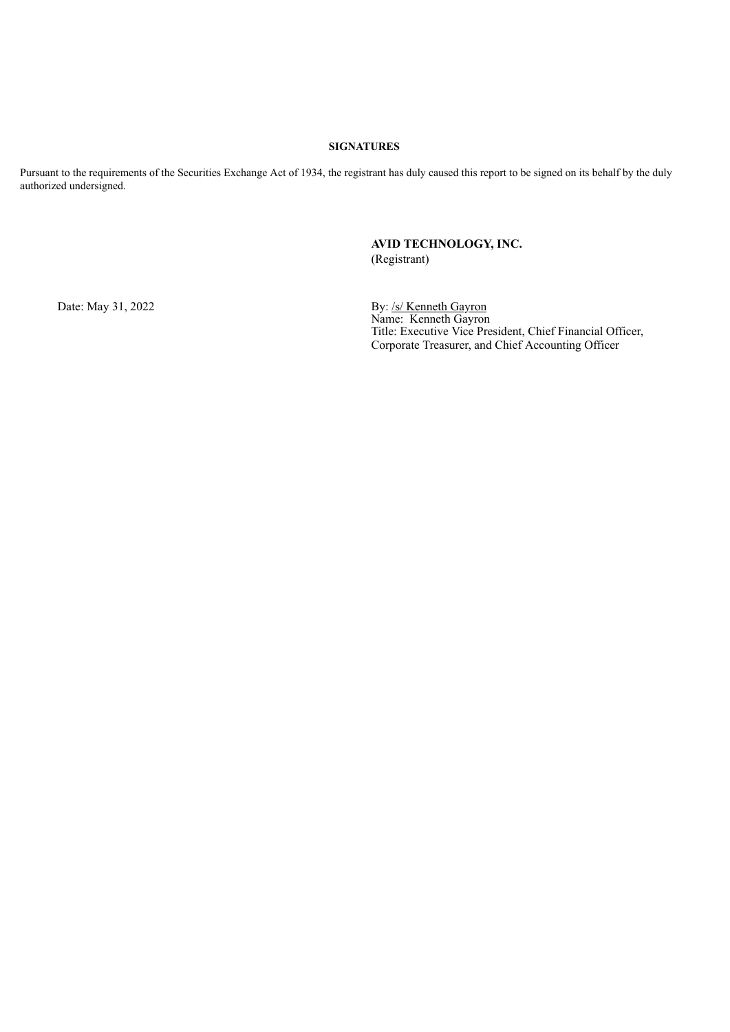**SIGNATURES**

Pursuant to the requirements of the Securities Exchange Act of 1934, the registrant has duly caused this report to be signed on its behalf by the duly authorized undersigned.

**AVID TECHNOLOGY, INC.**
(Registrant)

Date: May 31, 2022

By: /s/ Kenneth Gayron
Name: Kenneth Gayron
Title: Executive Vice President, Chief Financial Officer, Corporate Treasurer, and Chief Accounting Officer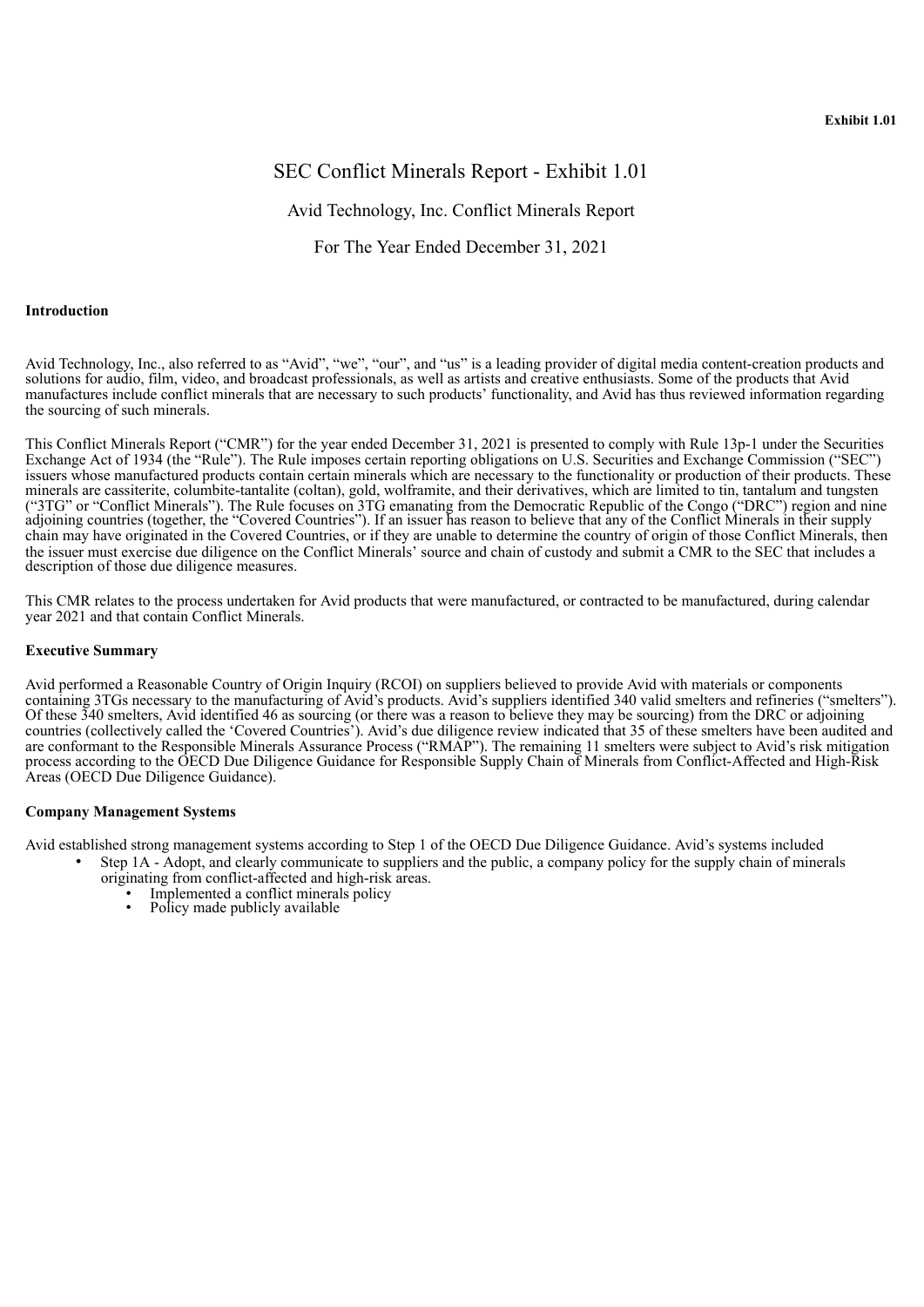**Exhibit 1.01**

# SEC Conflict Minerals Report - Exhibit 1.01

## Avid Technology, Inc. Conflict Minerals Report

## For The Year Ended December 31, 2021

**Introduction**

Avid Technology, Inc., also referred to as "Avid", "we", "our", and "us" is a leading provider of digital media content-creation products and solutions for audio, film, video, and broadcast professionals, as well as artists and creative enthusiasts. Some of the products that Avid manufactures include conflict minerals that are necessary to such products' functionality, and Avid has thus reviewed information regarding the sourcing of such minerals.

This Conflict Minerals Report ("CMR") for the year ended December 31, 2021 is presented to comply with Rule 13p-1 under the Securities Exchange Act of 1934 (the "Rule"). The Rule imposes certain reporting obligations on U.S. Securities and Exchange Commission ("SEC") issuers whose manufactured products contain certain minerals which are necessary to the functionality or production of their products. These minerals are cassiterite, columbite-tantalite (coltan), gold, wolframite, and their derivatives, which are limited to tin, tantalum and tungsten ("3TG" or "Conflict Minerals"). The Rule focuses on 3TG emanating from the Democratic Republic of the Congo ("DRC") region and nine adjoining countries (together, the "Covered Countries"). If an issuer has reason to believe that any of the Conflict Minerals in their supply chain may have originated in the Covered Countries, or if they are unable to determine the country of origin of those Conflict Minerals, then the issuer must exercise due diligence on the Conflict Minerals' source and chain of custody and submit a CMR to the SEC that includes a description of those due diligence measures.

This CMR relates to the process undertaken for Avid products that were manufactured, or contracted to be manufactured, during calendar year 2021 and that contain Conflict Minerals.

**Executive Summary**

Avid performed a Reasonable Country of Origin Inquiry (RCOI) on suppliers believed to provide Avid with materials or components containing 3TGs necessary to the manufacturing of Avid's products. Avid's suppliers identified 340 valid smelters and refineries ("smelters"). Of these 340 smelters, Avid identified 46 as sourcing (or there was a reason to believe they may be sourcing) from the DRC or adjoining countries (collectively called the 'Covered Countries'). Avid's due diligence review indicated that 35 of these smelters have been audited and are conformant to the Responsible Minerals Assurance Process ("RMAP"). The remaining 11 smelters were subject to Avid's risk mitigation process according to the OECD Due Diligence Guidance for Responsible Supply Chain of Minerals from Conflict-Affected and High-Risk Areas (OECD Due Diligence Guidance).

**Company Management Systems**

Avid established strong management systems according to Step 1 of the OECD Due Diligence Guidance. Avid's systems included

- Step 1A - Adopt, and clearly communicate to suppliers and the public, a company policy for the supply chain of minerals originating from conflict-affected and high-risk areas.
  - Implemented a conflict minerals policy
  - Policy made publicly available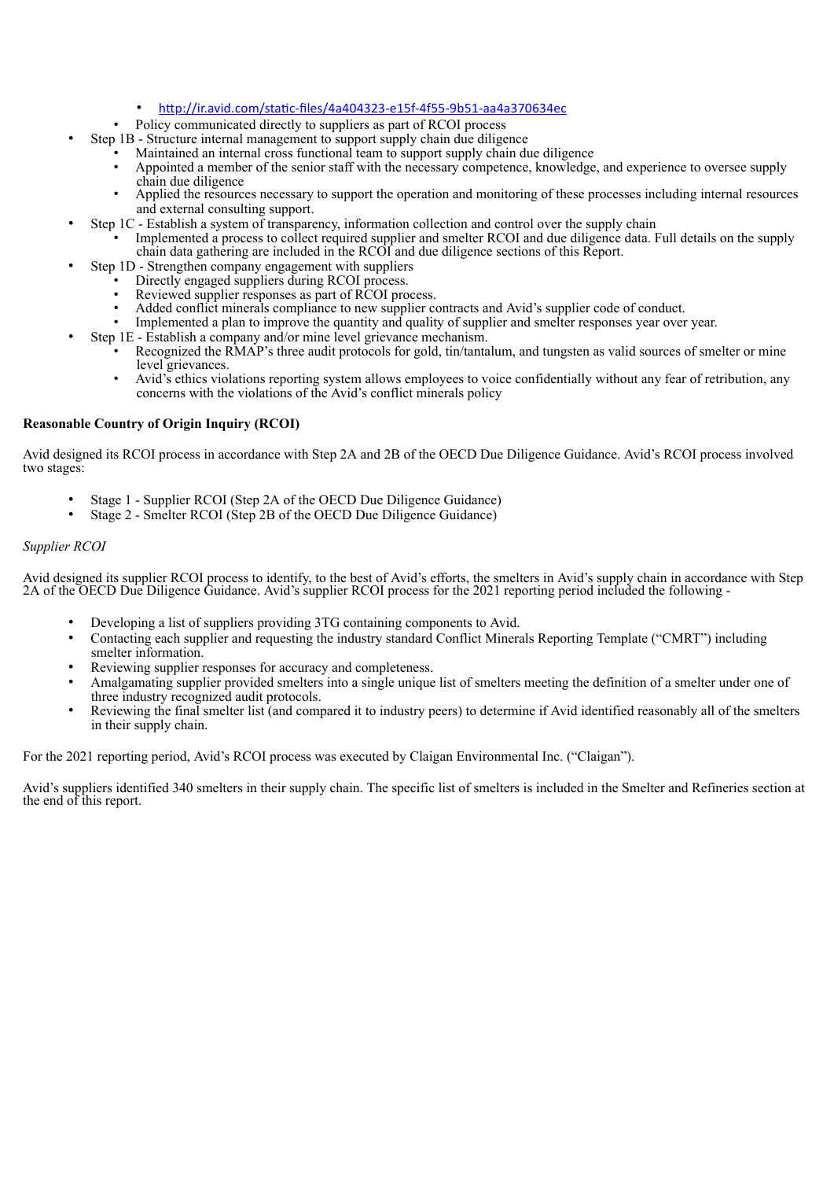- http://ir.avid.com/static-files/4a404323-e15f-4f55-9b51-aa4a370634ec
    - Policy communicated directly to suppliers as part of RCOI process
- Step 1B - Structure internal management to support supply chain due diligence
    - Maintained an internal cross functional team to support supply chain due diligence
    - Appointed a member of the senior staff with the necessary competence, knowledge, and experience to oversee supply chain due diligence
    - Applied the resources necessary to support the operation and monitoring of these processes including internal resources and external consulting support.
- Step 1C - Establish a system of transparency, information collection and control over the supply chain
    - Implemented a process to collect required supplier and smelter RCOI and due diligence data. Full details on the supply chain data gathering are included in the RCOI and due diligence sections of this Report.
- Step 1D - Strengthen company engagement with suppliers
    - Directly engaged suppliers during RCOI process.
    - Reviewed supplier responses as part of RCOI process.
    - Added conflict minerals compliance to new supplier contracts and Avid's supplier code of conduct.
    - Implemented a plan to improve the quantity and quality of supplier and smelter responses year over year.
- Step 1E - Establish a company and/or mine level grievance mechanism.
    - Recognized the RMAP's three audit protocols for gold, tin/tantalum, and tungsten as valid sources of smelter or mine level grievances.
    - Avid's ethics violations reporting system allows employees to voice confidentially without any fear of retribution, any concerns with the violations of the Avid's conflict minerals policy

**Reasonable Country of Origin Inquiry (RCOI)**

Avid designed its RCOI process in accordance with Step 2A and 2B of the OECD Due Diligence Guidance. Avid's RCOI process involved two stages:

- Stage 1 - Supplier RCOI (Step 2A of the OECD Due Diligence Guidance)
- Stage 2 - Smelter RCOI (Step 2B of the OECD Due Diligence Guidance)

*Supplier RCOI*

Avid designed its supplier RCOI process to identify, to the best of Avid's efforts, the smelters in Avid's supply chain in accordance with Step 2A of the OECD Due Diligence Guidance. Avid's supplier RCOI process for the 2021 reporting period included the following -

- Developing a list of suppliers providing 3TG containing components to Avid.
- Contacting each supplier and requesting the industry standard Conflict Minerals Reporting Template ("CMRT") including smelter information.
- Reviewing supplier responses for accuracy and completeness.
- Amalgamating supplier provided smelters into a single unique list of smelters meeting the definition of a smelter under one of three industry recognized audit protocols.
- Reviewing the final smelter list (and compared it to industry peers) to determine if Avid identified reasonably all of the smelters in their supply chain.

For the 2021 reporting period, Avid's RCOI process was executed by Claigan Environmental Inc. ("Claigan").

Avid's suppliers identified 340 smelters in their supply chain. The specific list of smelters is included in the Smelter and Refineries section at the end of this report.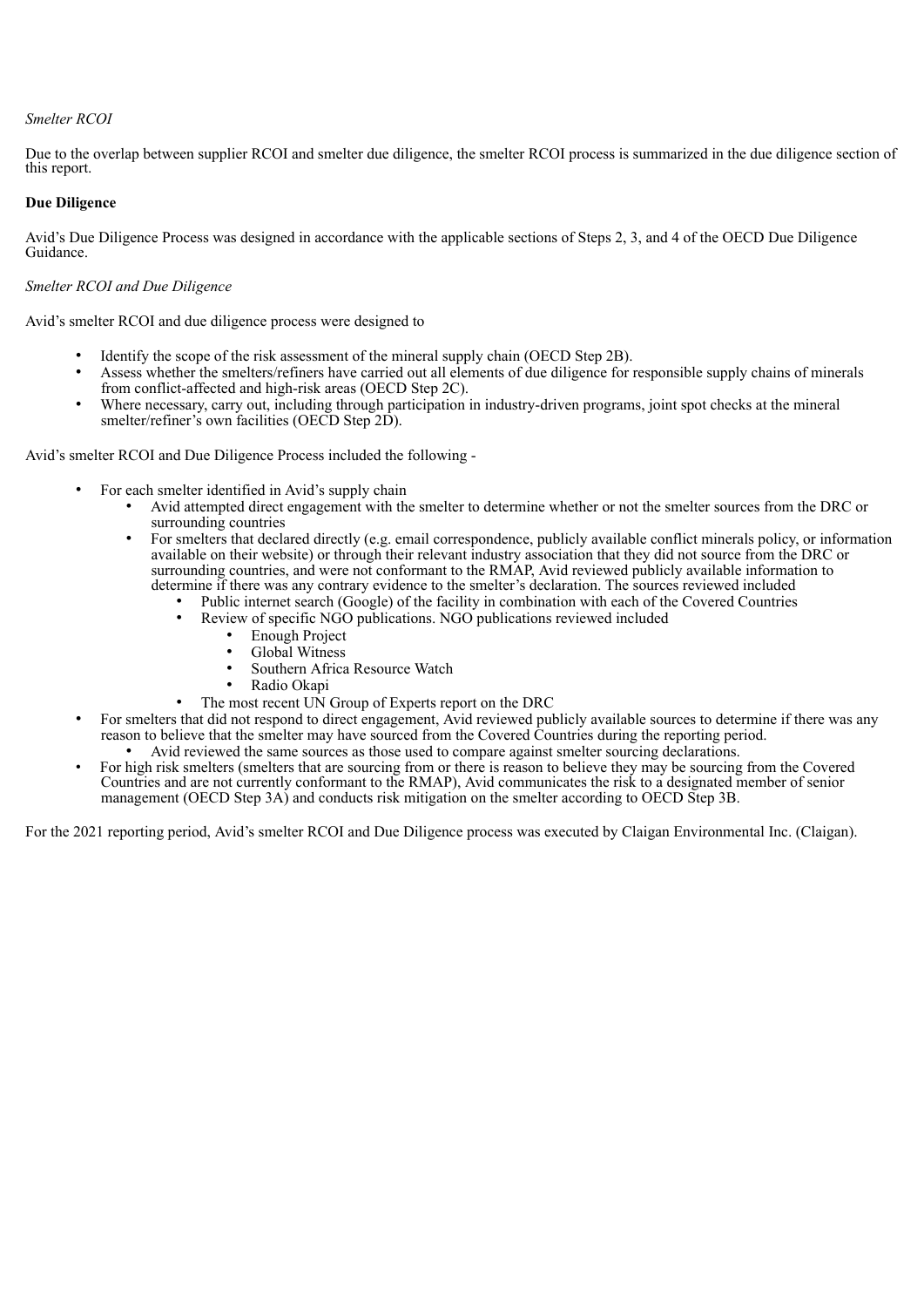*Smelter RCOI*

Due to the overlap between supplier RCOI and smelter due diligence, the smelter RCOI process is summarized in the due diligence section of this report.

**Due Diligence**

Avid's Due Diligence Process was designed in accordance with the applicable sections of Steps 2, 3, and 4 of the OECD Due Diligence Guidance.

*Smelter RCOI and Due Diligence*

Avid's smelter RCOI and due diligence process were designed to

- Identify the scope of the risk assessment of the mineral supply chain (OECD Step 2B).
- Assess whether the smelters/refiners have carried out all elements of due diligence for responsible supply chains of minerals from conflict-affected and high-risk areas (OECD Step 2C).
- Where necessary, carry out, including through participation in industry-driven programs, joint spot checks at the mineral smelter/refiner's own facilities (OECD Step 2D).

Avid's smelter RCOI and Due Diligence Process included the following -

- For each smelter identified in Avid's supply chain
  - Avid attempted direct engagement with the smelter to determine whether or not the smelter sources from the DRC or surrounding countries
  - For smelters that declared directly (e.g. email correspondence, publicly available conflict minerals policy, or information available on their website) or through their relevant industry association that they did not source from the DRC or surrounding countries, and were not conformant to the RMAP, Avid reviewed publicly available information to determine if there was any contrary evidence to the smelter's declaration. The sources reviewed included
    - Public internet search (Google) of the facility in combination with each of the Covered Countries
    - Review of specific NGO publications. NGO publications reviewed included
      - Enough Project
      - Global Witness
      - Southern Africa Resource Watch
      - Radio Okapi
    - The most recent UN Group of Experts report on the DRC
- For smelters that did not respond to direct engagement, Avid reviewed publicly available sources to determine if there was any reason to believe that the smelter may have sourced from the Covered Countries during the reporting period.
  - Avid reviewed the same sources as those used to compare against smelter sourcing declarations.
- For high risk smelters (smelters that are sourcing from or there is reason to believe they may be sourcing from the Covered Countries and are not currently conformant to the RMAP), Avid communicates the risk to a designated member of senior management (OECD Step 3A) and conducts risk mitigation on the smelter according to OECD Step 3B.

For the 2021 reporting period, Avid's smelter RCOI and Due Diligence process was executed by Claigan Environmental Inc. (Claigan).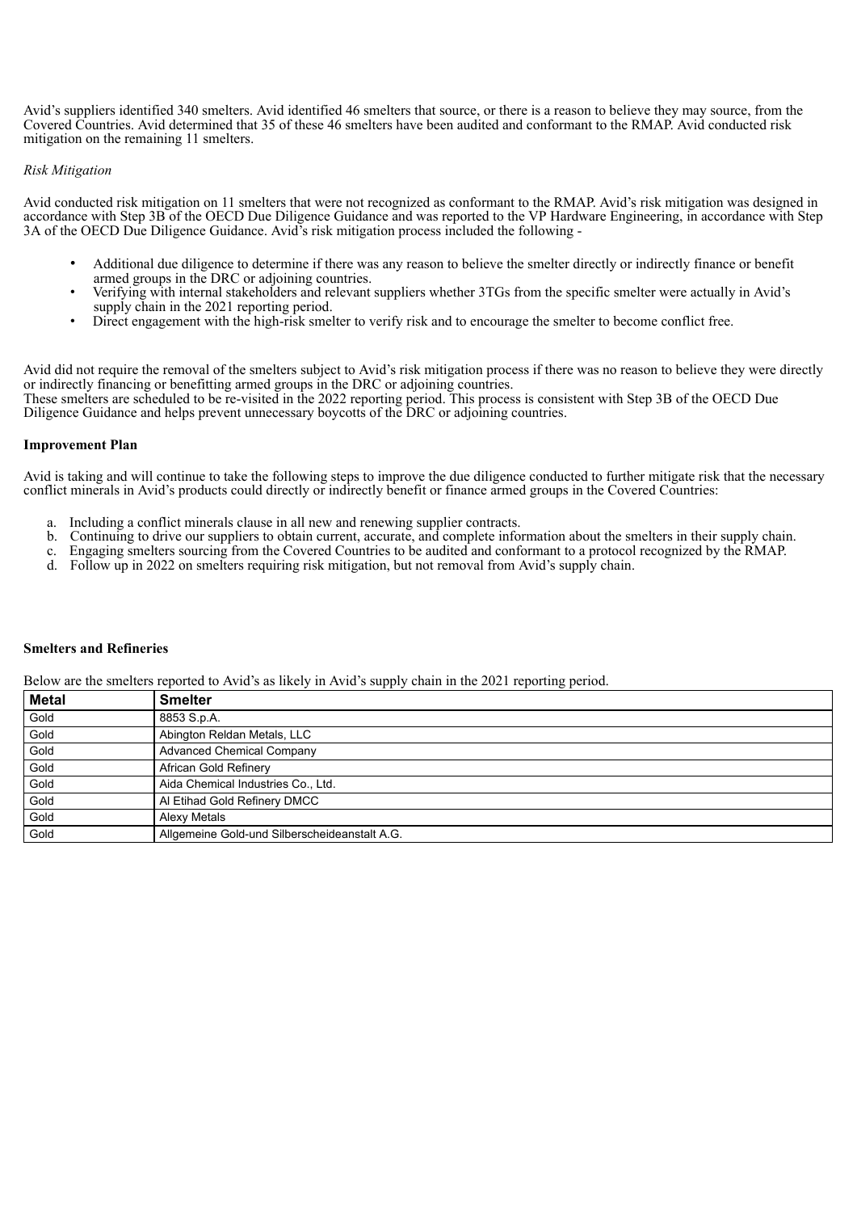Avid's suppliers identified 340 smelters. Avid identified 46 smelters that source, or there is a reason to believe they may source, from the Covered Countries. Avid determined that 35 of these 46 smelters have been audited and conformant to the RMAP. Avid conducted risk mitigation on the remaining 11 smelters.

*Risk Mitigation*

Avid conducted risk mitigation on 11 smelters that were not recognized as conformant to the RMAP. Avid's risk mitigation was designed in accordance with Step 3B of the OECD Due Diligence Guidance and was reported to the VP Hardware Engineering, in accordance with Step 3A of the OECD Due Diligence Guidance. Avid's risk mitigation process included the following -

- Additional due diligence to determine if there was any reason to believe the smelter directly or indirectly finance or benefit armed groups in the DRC or adjoining countries.
- Verifying with internal stakeholders and relevant suppliers whether 3TGs from the specific smelter were actually in Avid's supply chain in the 2021 reporting period.
- Direct engagement with the high-risk smelter to verify risk and to encourage the smelter to become conflict free.

Avid did not require the removal of the smelters subject to Avid's risk mitigation process if there was no reason to believe they were directly or indirectly financing or benefitting armed groups in the DRC or adjoining countries.
These smelters are scheduled to be re-visited in the 2022 reporting period. This process is consistent with Step 3B of the OECD Due Diligence Guidance and helps prevent unnecessary boycotts of the DRC or adjoining countries.

**Improvement Plan**

Avid is taking and will continue to take the following steps to improve the due diligence conducted to further mitigate risk that the necessary conflict minerals in Avid's products could directly or indirectly benefit or finance armed groups in the Covered Countries:

a. Including a conflict minerals clause in all new and renewing supplier contracts.
b. Continuing to drive our suppliers to obtain current, accurate, and complete information about the smelters in their supply chain.
c. Engaging smelters sourcing from the Covered Countries to be audited and conformant to a protocol recognized by the RMAP.
d. Follow up in 2022 on smelters requiring risk mitigation, but not removal from Avid's supply chain.

**Smelters and Refineries**

Below are the smelters reported to Avid's as likely in Avid's supply chain in the 2021 reporting period.

| Metal | Smelter |
|---|---|
| Gold | 8853 S.p.A. |
| Gold | Abington Reldan Metals, LLC |
| Gold | Advanced Chemical Company |
| Gold | African Gold Refinery |
| Gold | Aida Chemical Industries Co., Ltd. |
| Gold | Al Etihad Gold Refinery DMCC |
| Gold | Alexy Metals |
| Gold | Allgemeine Gold-und Silberscheideanstalt A.G. |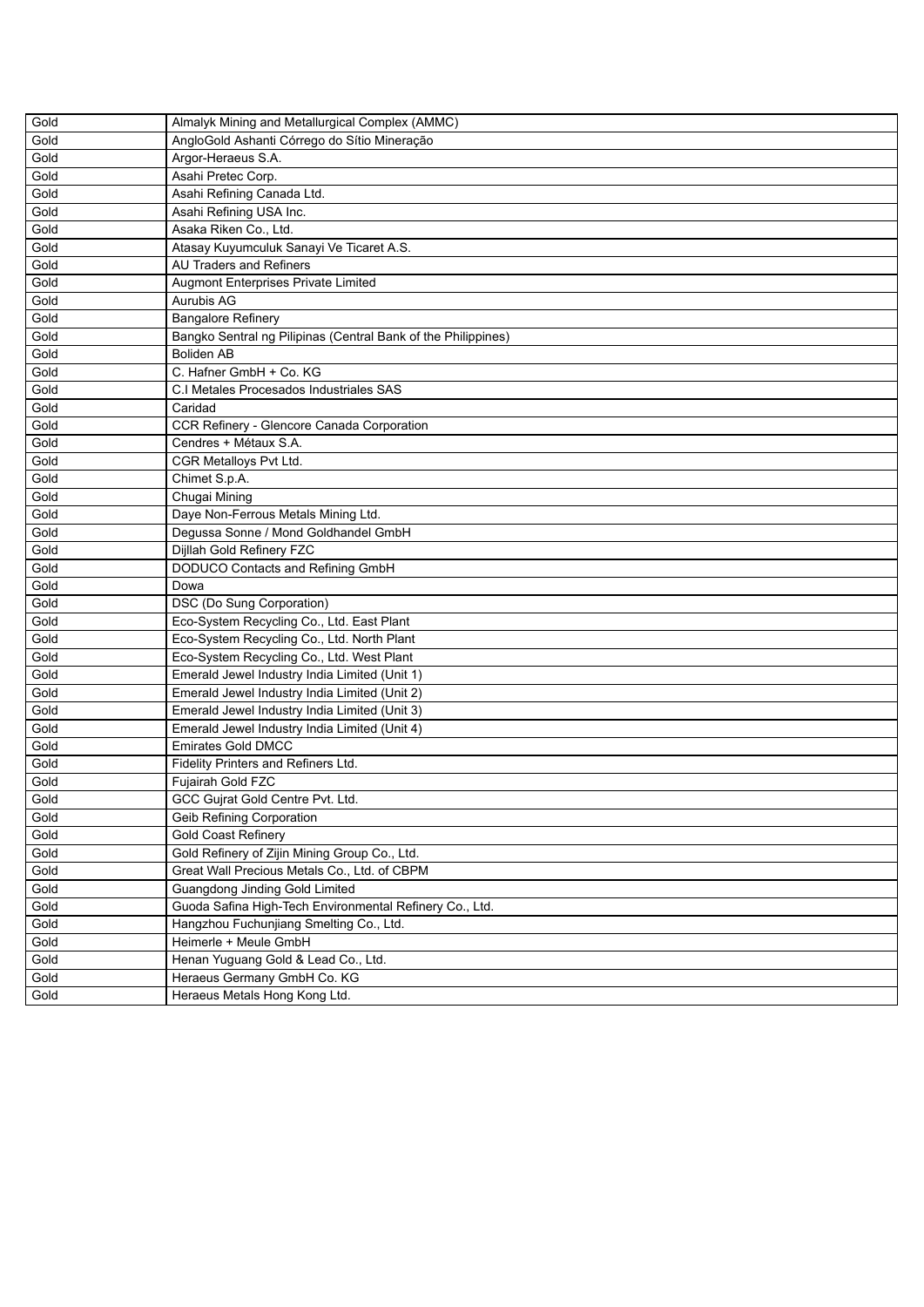| Gold | Almalyk Mining and Metallurgical Complex (AMMC) |
|---|---|
| Gold | AngloGold Ashanti Córrego do Sítio Mineração |
| Gold | Argor-Heraeus S.A. |
| Gold | Asahi Pretec Corp. |
| Gold | Asahi Refining Canada Ltd. |
| Gold | Asahi Refining USA Inc. |
| Gold | Asaka Riken Co., Ltd. |
| Gold | Atasay Kuyumculuk Sanayi Ve Ticaret A.S. |
| Gold | AU Traders and Refiners |
| Gold | Augmont Enterprises Private Limited |
| Gold | Aurubis AG |
| Gold | Bangalore Refinery |
| Gold | Bangko Sentral ng Pilipinas (Central Bank of the Philippines) |
| Gold | Boliden AB |
| Gold | C. Hafner GmbH + Co. KG |
| Gold | C.I Metales Procesados Industriales SAS |
| Gold | Caridad |
| Gold | CCR Refinery - Glencore Canada Corporation |
| Gold | Cendres + Métaux S.A. |
| Gold | CGR Metalloys Pvt Ltd. |
| Gold | Chimet S.p.A. |
| Gold | Chugai Mining |
| Gold | Daye Non-Ferrous Metals Mining Ltd. |
| Gold | Degussa Sonne / Mond Goldhandel GmbH |
| Gold | Dijllah Gold Refinery FZC |
| Gold | DODUCO Contacts and Refining GmbH |
| Gold | Dowa |
| Gold | DSC (Do Sung Corporation) |
| Gold | Eco-System Recycling Co., Ltd. East Plant |
| Gold | Eco-System Recycling Co., Ltd. North Plant |
| Gold | Eco-System Recycling Co., Ltd. West Plant |
| Gold | Emerald Jewel Industry India Limited (Unit 1) |
| Gold | Emerald Jewel Industry India Limited (Unit 2) |
| Gold | Emerald Jewel Industry India Limited (Unit 3) |
| Gold | Emerald Jewel Industry India Limited (Unit 4) |
| Gold | Emirates Gold DMCC |
| Gold | Fidelity Printers and Refiners Ltd. |
| Gold | Fujairah Gold FZC |
| Gold | GCC Gujrat Gold Centre Pvt. Ltd. |
| Gold | Geib Refining Corporation |
| Gold | Gold Coast Refinery |
| Gold | Gold Refinery of Zijin Mining Group Co., Ltd. |
| Gold | Great Wall Precious Metals Co., Ltd. of CBPM |
| Gold | Guangdong Jinding Gold Limited |
| Gold | Guoda Safina High-Tech Environmental Refinery Co., Ltd. |
| Gold | Hangzhou Fuchunjiang Smelting Co., Ltd. |
| Gold | Heimerle + Meule GmbH |
| Gold | Henan Yuguang Gold & Lead Co., Ltd. |
| Gold | Heraeus Germany GmbH Co. KG |
| Gold | Heraeus Metals Hong Kong Ltd. |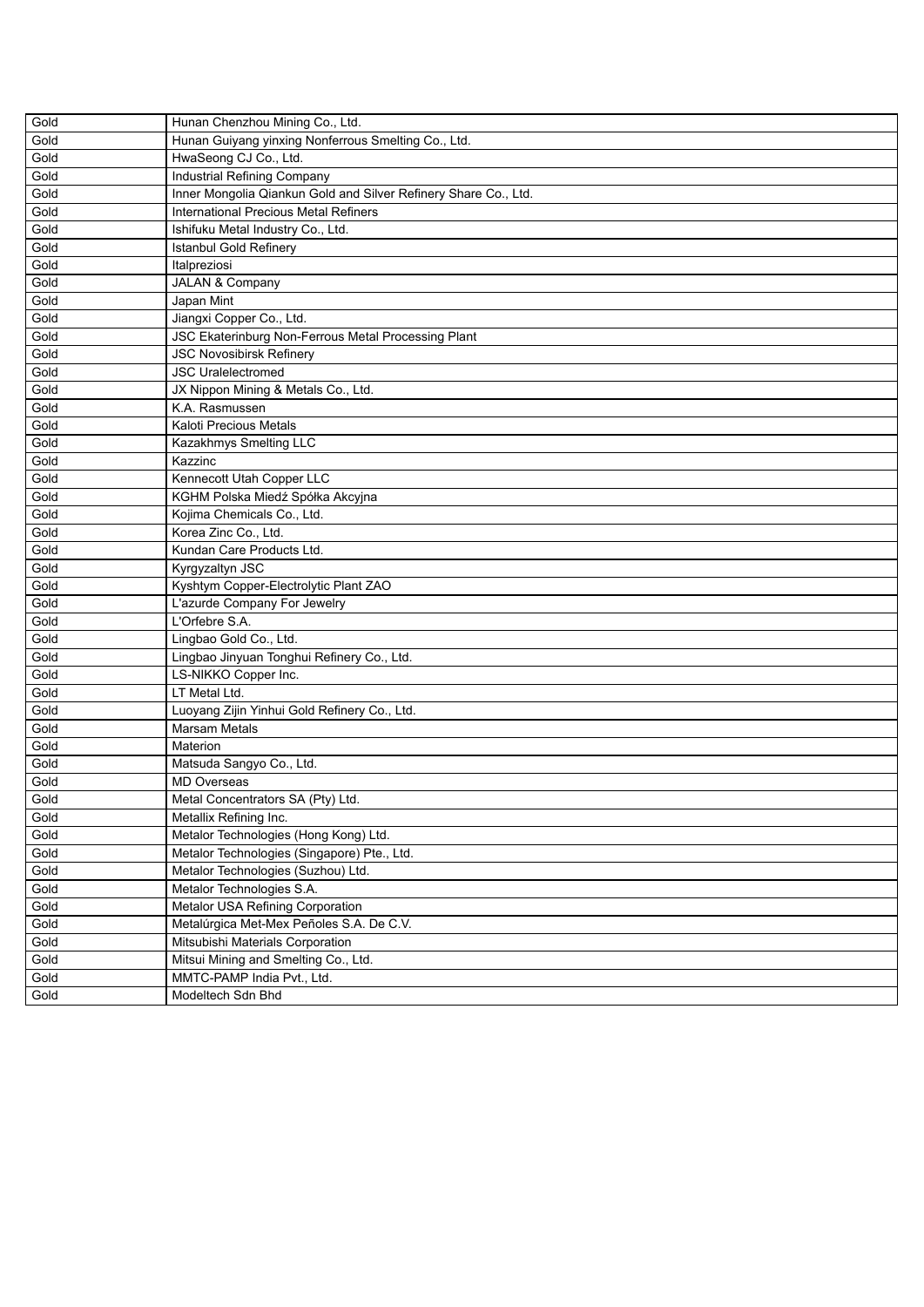| Gold | Hunan Chenzhou Mining Co., Ltd. |
|---|---|
| Gold | Hunan Guiyang yinxing Nonferrous Smelting Co., Ltd. |
| Gold | HwaSeong CJ Co., Ltd. |
| Gold | Industrial Refining Company |
| Gold | Inner Mongolia Qiankun Gold and Silver Refinery Share Co., Ltd. |
| Gold | International Precious Metal Refiners |
| Gold | Ishifuku Metal Industry Co., Ltd. |
| Gold | Istanbul Gold Refinery |
| Gold | Italpreziosi |
| Gold | JALAN & Company |
| Gold | Japan Mint |
| Gold | Jiangxi Copper Co., Ltd. |
| Gold | JSC Ekaterinburg Non-Ferrous Metal Processing Plant |
| Gold | JSC Novosibirsk Refinery |
| Gold | JSC Uralelectromed |
| Gold | JX Nippon Mining & Metals Co., Ltd. |
| Gold | K.A. Rasmussen |
| Gold | Kaloti Precious Metals |
| Gold | Kazakhmys Smelting LLC |
| Gold | Kazzinc |
| Gold | Kennecott Utah Copper LLC |
| Gold | KGHM Polska Miedź Spółka Akcyjna |
| Gold | Kojima Chemicals Co., Ltd. |
| Gold | Korea Zinc Co., Ltd. |
| Gold | Kundan Care Products Ltd. |
| Gold | Kyrgyzaltyn JSC |
| Gold | Kyshtym Copper-Electrolytic Plant ZAO |
| Gold | L'azurde Company For Jewelry |
| Gold | L'Orfebre S.A. |
| Gold | Lingbao Gold Co., Ltd. |
| Gold | Lingbao Jinyuan Tonghui Refinery Co., Ltd. |
| Gold | LS-NIKKO Copper Inc. |
| Gold | LT Metal Ltd. |
| Gold | Luoyang Zijin Yinhui Gold Refinery Co., Ltd. |
| Gold | Marsam Metals |
| Gold | Materion |
| Gold | Matsuda Sangyo Co., Ltd. |
| Gold | MD Overseas |
| Gold | Metal Concentrators SA (Pty) Ltd. |
| Gold | Metallix Refining Inc. |
| Gold | Metalor Technologies (Hong Kong) Ltd. |
| Gold | Metalor Technologies (Singapore) Pte., Ltd. |
| Gold | Metalor Technologies (Suzhou) Ltd. |
| Gold | Metalor Technologies S.A. |
| Gold | Metalor USA Refining Corporation |
| Gold | Metalúrgica Met-Mex Peñoles S.A. De C.V. |
| Gold | Mitsubishi Materials Corporation |
| Gold | Mitsui Mining and Smelting Co., Ltd. |
| Gold | MMTC-PAMP India Pvt., Ltd. |
| Gold | Modeltech Sdn Bhd |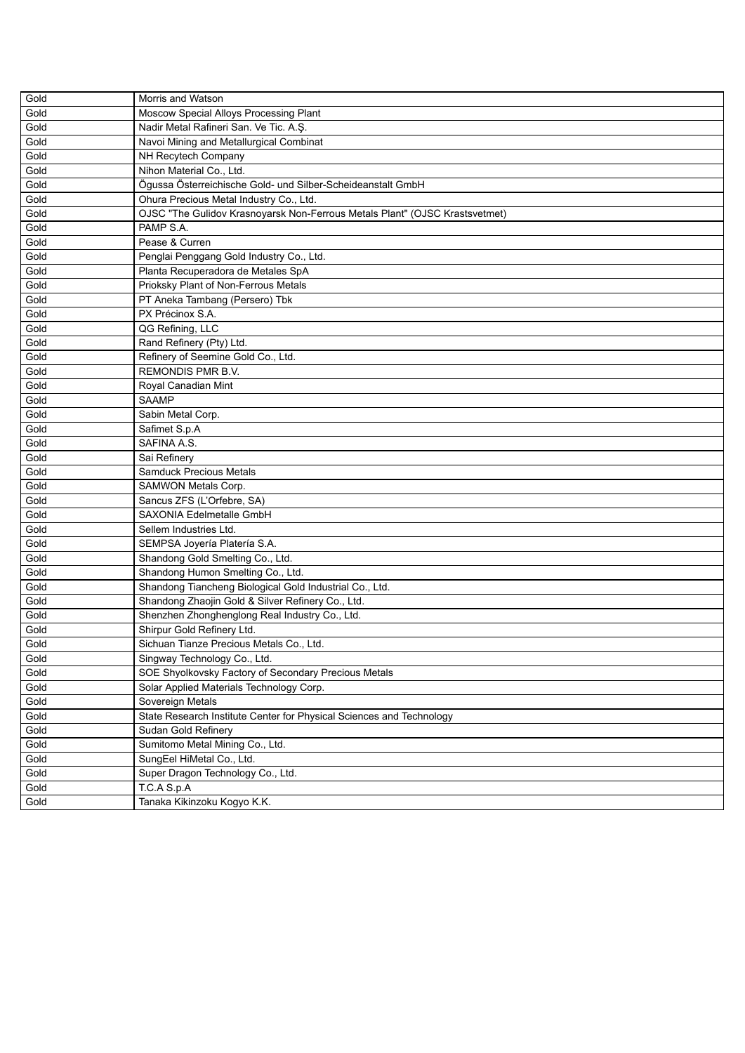| Gold | Morris and Watson |
|---|---|
| Gold | Moscow Special Alloys Processing Plant |
| Gold | Nadir Metal Rafineri San. Ve Tic. A.Ş. |
| Gold | Navoi Mining and Metallurgical Combinat |
| Gold | NH Recytech Company |
| Gold | Nihon Material Co., Ltd. |
| Gold | Ögussa Österreichische Gold- und Silber-Scheideanstalt GmbH |
| Gold | Ohura Precious Metal Industry Co., Ltd. |
| Gold | OJSC "The Gulidov Krasnoyarsk Non-Ferrous Metals Plant" (OJSC Krastsvetmet) |
| Gold | PAMP S.A. |
| Gold | Pease & Curren |
| Gold | Penglai Penggang Gold Industry Co., Ltd. |
| Gold | Planta Recuperadora de Metales SpA |
| Gold | Prioksky Plant of Non-Ferrous Metals |
| Gold | PT Aneka Tambang (Persero) Tbk |
| Gold | PX Précinox S.A. |
| Gold | QG Refining, LLC |
| Gold | Rand Refinery (Pty) Ltd. |
| Gold | Refinery of Seemine Gold Co., Ltd. |
| Gold | REMONDIS PMR B.V. |
| Gold | Royal Canadian Mint |
| Gold | SAAMP |
| Gold | Sabin Metal Corp. |
| Gold | Safimet S.p.A |
| Gold | SAFINA A.S. |
| Gold | Sai Refinery |
| Gold | Samduck Precious Metals |
| Gold | SAMWON Metals Corp. |
| Gold | Sancus ZFS (L'Orfebre, SA) |
| Gold | SAXONIA Edelmetalle GmbH |
| Gold | Sellem Industries Ltd. |
| Gold | SEMPSA Joyería Platería S.A. |
| Gold | Shandong Gold Smelting Co., Ltd. |
| Gold | Shandong Humon Smelting Co., Ltd. |
| Gold | Shandong Tiancheng Biological Gold Industrial Co., Ltd. |
| Gold | Shandong Zhaojin Gold & Silver Refinery Co., Ltd. |
| Gold | Shenzhen Zhonghenglong Real Industry Co., Ltd. |
| Gold | Shirpur Gold Refinery Ltd. |
| Gold | Sichuan Tianze Precious Metals Co., Ltd. |
| Gold | Singway Technology Co., Ltd. |
| Gold | SOE Shyolkovsky Factory of Secondary Precious Metals |
| Gold | Solar Applied Materials Technology Corp. |
| Gold | Sovereign Metals |
| Gold | State Research Institute Center for Physical Sciences and Technology |
| Gold | Sudan Gold Refinery |
| Gold | Sumitomo Metal Mining Co., Ltd. |
| Gold | SungEel HiMetal Co., Ltd. |
| Gold | Super Dragon Technology Co., Ltd. |
| Gold | T.C.A S.p.A |
| Gold | Tanaka Kikinzoku Kogyo K.K. |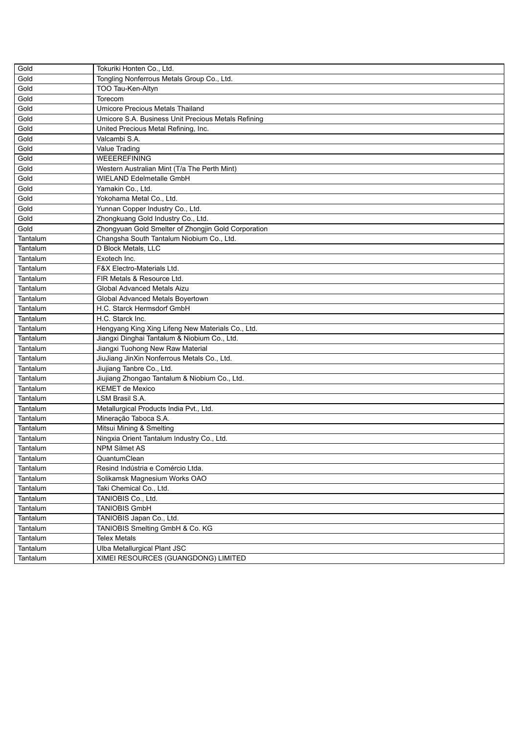| Gold | Tokuriki Honten Co., Ltd. |
|---|---|
| Gold | Tongling Nonferrous Metals Group Co., Ltd. |
| Gold | TOO Tau-Ken-Altyn |
| Gold | Torecom |
| Gold | Umicore Precious Metals Thailand |
| Gold | Umicore S.A. Business Unit Precious Metals Refining |
| Gold | United Precious Metal Refining, Inc. |
| Gold | Valcambi S.A. |
| Gold | Value Trading |
| Gold | WEEEREFINING |
| Gold | Western Australian Mint (T/a The Perth Mint) |
| Gold | WIELAND Edelmetalle GmbH |
| Gold | Yamakin Co., Ltd. |
| Gold | Yokohama Metal Co., Ltd. |
| Gold | Yunnan Copper Industry Co., Ltd. |
| Gold | Zhongkuang Gold Industry Co., Ltd. |
| Gold | Zhongyuan Gold Smelter of Zhongjin Gold Corporation |
| Tantalum | Changsha South Tantalum Niobium Co., Ltd. |
| Tantalum | D Block Metals, LLC |
| Tantalum | Exotech Inc. |
| Tantalum | F&X Electro-Materials Ltd. |
| Tantalum | FIR Metals & Resource Ltd. |
| Tantalum | Global Advanced Metals Aizu |
| Tantalum | Global Advanced Metals Boyertown |
| Tantalum | H.C. Starck Hermsdorf GmbH |
| Tantalum | H.C. Starck Inc. |
| Tantalum | Hengyang King Xing Lifeng New Materials Co., Ltd. |
| Tantalum | Jiangxi Dinghai Tantalum & Niobium Co., Ltd. |
| Tantalum | Jiangxi Tuohong New Raw Material |
| Tantalum | JiuJiang JinXin Nonferrous Metals Co., Ltd. |
| Tantalum | Jiujiang Tanbre Co., Ltd. |
| Tantalum | Jiujiang Zhongao Tantalum & Niobium Co., Ltd. |
| Tantalum | KEMET de Mexico |
| Tantalum | LSM Brasil S.A. |
| Tantalum | Metallurgical Products India Pvt., Ltd. |
| Tantalum | Mineração Taboca S.A. |
| Tantalum | Mitsui Mining & Smelting |
| Tantalum | Ningxia Orient Tantalum Industry Co., Ltd. |
| Tantalum | NPM Silmet AS |
| Tantalum | QuantumClean |
| Tantalum | Resind Indústria e Comércio Ltda. |
| Tantalum | Solikamsk Magnesium Works OAO |
| Tantalum | Taki Chemical Co., Ltd. |
| Tantalum | TANIOBIS Co., Ltd. |
| Tantalum | TANIOBIS GmbH |
| Tantalum | TANIOBIS Japan Co., Ltd. |
| Tantalum | TANIOBIS Smelting GmbH & Co. KG |
| Tantalum | Telex Metals |
| Tantalum | Ulba Metallurgical Plant JSC |
| Tantalum | XIMEI RESOURCES (GUANGDONG) LIMITED |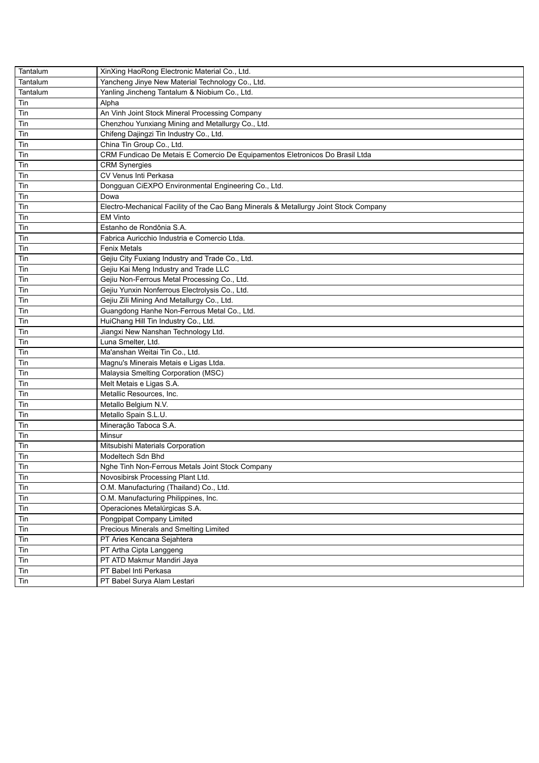| Tantalum | XinXing HaoRong Electronic Material Co., Ltd. |
|---|---|
| Tantalum | Yancheng Jinye New Material Technology Co., Ltd. |
| Tantalum | Yanling Jincheng Tantalum & Niobium Co., Ltd. |
| Tin | Alpha |
| Tin | An Vinh Joint Stock Mineral Processing Company |
| Tin | Chenzhou Yunxiang Mining and Metallurgy Co., Ltd. |
| Tin | Chifeng Dajingzi Tin Industry Co., Ltd. |
| Tin | China Tin Group Co., Ltd. |
| Tin | CRM Fundicao De Metais E Comercio De Equipamentos Eletronicos Do Brasil Ltda |
| Tin | CRM Synergies |
| Tin | CV Venus Inti Perkasa |
| Tin | Dongguan CiEXPO Environmental Engineering Co., Ltd. |
| Tin | Dowa |
| Tin | Electro-Mechanical Facility of the Cao Bang Minerals & Metallurgy Joint Stock Company |
| Tin | EM Vinto |
| Tin | Estanho de Rondônia S.A. |
| Tin | Fabrica Auricchio Industria e Comercio Ltda. |
| Tin | Fenix Metals |
| Tin | Gejiu City Fuxiang Industry and Trade Co., Ltd. |
| Tin | Gejiu Kai Meng Industry and Trade LLC |
| Tin | Gejiu Non-Ferrous Metal Processing Co., Ltd. |
| Tin | Gejiu Yunxin Nonferrous Electrolysis Co., Ltd. |
| Tin | Gejiu Zili Mining And Metallurgy Co., Ltd. |
| Tin | Guangdong Hanhe Non-Ferrous Metal Co., Ltd. |
| Tin | HuiChang Hill Tin Industry Co., Ltd. |
| Tin | Jiangxi New Nanshan Technology Ltd. |
| Tin | Luna Smelter, Ltd. |
| Tin | Ma'anshan Weitai Tin Co., Ltd. |
| Tin | Magnu's Minerais Metais e Ligas Ltda. |
| Tin | Malaysia Smelting Corporation (MSC) |
| Tin | Melt Metais e Ligas S.A. |
| Tin | Metallic Resources, Inc. |
| Tin | Metallo Belgium N.V. |
| Tin | Metallo Spain S.L.U. |
| Tin | Mineração Taboca S.A. |
| Tin | Minsur |
| Tin | Mitsubishi Materials Corporation |
| Tin | Modeltech Sdn Bhd |
| Tin | Nghe Tinh Non-Ferrous Metals Joint Stock Company |
| Tin | Novosibirsk Processing Plant Ltd. |
| Tin | O.M. Manufacturing (Thailand) Co., Ltd. |
| Tin | O.M. Manufacturing Philippines, Inc. |
| Tin | Operaciones Metalúrgicas S.A. |
| Tin | Pongpipat Company Limited |
| Tin | Precious Minerals and Smelting Limited |
| Tin | PT Aries Kencana Sejahtera |
| Tin | PT Artha Cipta Langgeng |
| Tin | PT ATD Makmur Mandiri Jaya |
| Tin | PT Babel Inti Perkasa |
| Tin | PT Babel Surya Alam Lestari |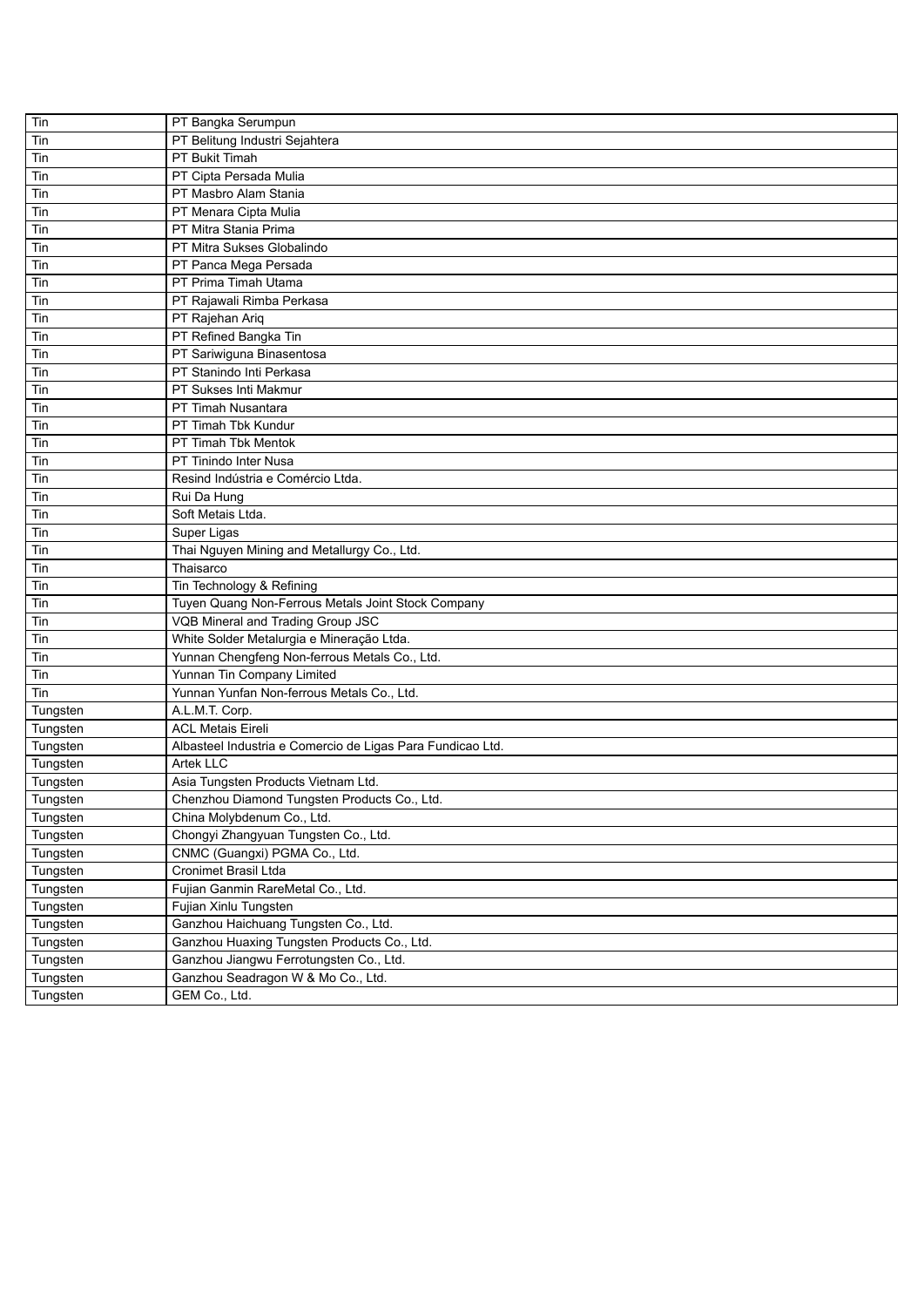| Tin | PT Bangka Serumpun |
|---|---|
| Tin | PT Belitung Industri Sejahtera |
| Tin | PT Bukit Timah |
| Tin | PT Cipta Persada Mulia |
| Tin | PT Masbro Alam Stania |
| Tin | PT Menara Cipta Mulia |
| Tin | PT Mitra Stania Prima |
| Tin | PT Mitra Sukses Globalindo |
| Tin | PT Panca Mega Persada |
| Tin | PT Prima Timah Utama |
| Tin | PT Rajawali Rimba Perkasa |
| Tin | PT Rajehan Ariq |
| Tin | PT Refined Bangka Tin |
| Tin | PT Sariwiguna Binasentosa |
| Tin | PT Stanindo Inti Perkasa |
| Tin | PT Sukses Inti Makmur |
| Tin | PT Timah Nusantara |
| Tin | PT Timah Tbk Kundur |
| Tin | PT Timah Tbk Mentok |
| Tin | PT Tinindo Inter Nusa |
| Tin | Resind Indústria e Comércio Ltda. |
| Tin | Rui Da Hung |
| Tin | Soft Metais Ltda. |
| Tin | Super Ligas |
| Tin | Thai Nguyen Mining and Metallurgy Co., Ltd. |
| Tin | Thaisarco |
| Tin | Tin Technology & Refining |
| Tin | Tuyen Quang Non-Ferrous Metals Joint Stock Company |
| Tin | VQB Mineral and Trading Group JSC |
| Tin | White Solder Metalurgia e Mineração Ltda. |
| Tin | Yunnan Chengfeng Non-ferrous Metals Co., Ltd. |
| Tin | Yunnan Tin Company Limited |
| Tin | Yunnan Yunfan Non-ferrous Metals Co., Ltd. |
| Tungsten | A.L.M.T. Corp. |
| Tungsten | ACL Metais Eireli |
| Tungsten | Albasteel Industria e Comercio de Ligas Para Fundicao Ltd. |
| Tungsten | Artek LLC |
| Tungsten | Asia Tungsten Products Vietnam Ltd. |
| Tungsten | Chenzhou Diamond Tungsten Products Co., Ltd. |
| Tungsten | China Molybdenum Co., Ltd. |
| Tungsten | Chongyi Zhangyuan Tungsten Co., Ltd. |
| Tungsten | CNMC (Guangxi) PGMA Co., Ltd. |
| Tungsten | Cronimet Brasil Ltda |
| Tungsten | Fujian Ganmin RareMetal Co., Ltd. |
| Tungsten | Fujian Xinlu Tungsten |
| Tungsten | Ganzhou Haichuang Tungsten Co., Ltd. |
| Tungsten | Ganzhou Huaxing Tungsten Products Co., Ltd. |
| Tungsten | Ganzhou Jiangwu Ferrotungsten Co., Ltd. |
| Tungsten | Ganzhou Seadragon W & Mo Co., Ltd. |
| Tungsten | GEM Co., Ltd. |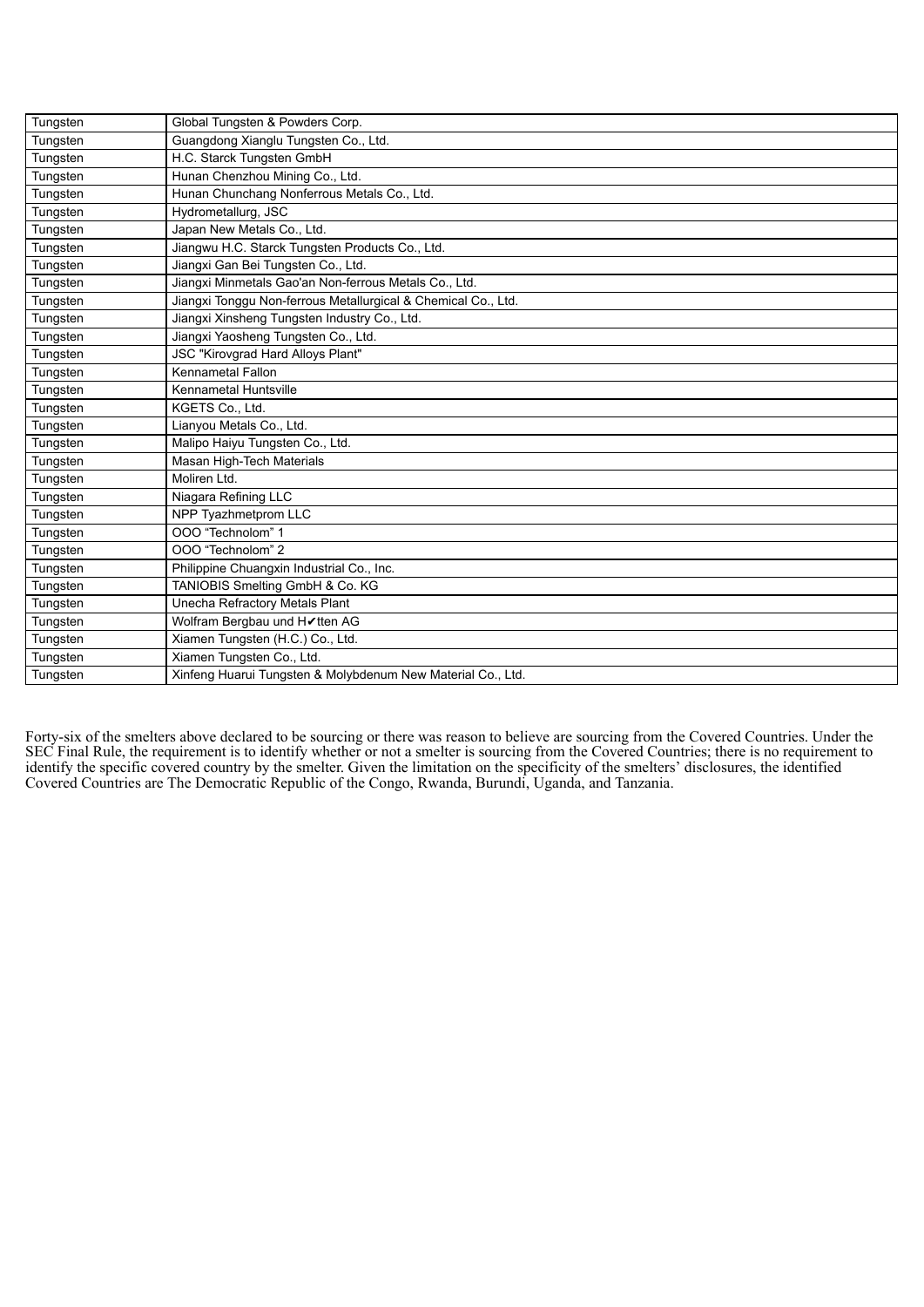| | |
|---|---|
| Tungsten | Global Tungsten & Powders Corp. |
| Tungsten | Guangdong Xianglu Tungsten Co., Ltd. |
| Tungsten | H.C. Starck Tungsten GmbH |
| Tungsten | Hunan Chenzhou Mining Co., Ltd. |
| Tungsten | Hunan Chunchang Nonferrous Metals Co., Ltd. |
| Tungsten | Hydrometallurg, JSC |
| Tungsten | Japan New Metals Co., Ltd. |
| Tungsten | Jiangwu H.C. Starck Tungsten Products Co., Ltd. |
| Tungsten | Jiangxi Gan Bei Tungsten Co., Ltd. |
| Tungsten | Jiangxi Minmetals Gao'an Non-ferrous Metals Co., Ltd. |
| Tungsten | Jiangxi Tonggu Non-ferrous Metallurgical & Chemical Co., Ltd. |
| Tungsten | Jiangxi Xinsheng Tungsten Industry Co., Ltd. |
| Tungsten | Jiangxi Yaosheng Tungsten Co., Ltd. |
| Tungsten | JSC "Kirovgrad Hard Alloys Plant" |
| Tungsten | Kennametal Fallon |
| Tungsten | Kennametal Huntsville |
| Tungsten | KGETS Co., Ltd. |
| Tungsten | Lianyou Metals Co., Ltd. |
| Tungsten | Malipo Haiyu Tungsten Co., Ltd. |
| Tungsten | Masan High-Tech Materials |
| Tungsten | Moliren Ltd. |
| Tungsten | Niagara Refining LLC |
| Tungsten | NPP Tyazhmetprom LLC |
| Tungsten | OOO "Technolom" 1 |
| Tungsten | OOO "Technolom" 2 |
| Tungsten | Philippine Chuangxin Industrial Co., Inc. |
| Tungsten | TANIOBIS Smelting GmbH & Co. KG |
| Tungsten | Unecha Refractory Metals Plant |
| Tungsten | Wolfram Bergbau und H✔tten AG |
| Tungsten | Xiamen Tungsten (H.C.) Co., Ltd. |
| Tungsten | Xiamen Tungsten Co., Ltd. |
| Tungsten | Xinfeng Huarui Tungsten & Molybdenum New Material Co., Ltd. |

Forty-six of the smelters above declared to be sourcing or there was reason to believe are sourcing from the Covered Countries. Under the SEC Final Rule, the requirement is to identify whether or not a smelter is sourcing from the Covered Countries; there is no requirement to identify the specific covered country by the smelter. Given the limitation on the specificity of the smelters' disclosures, the identified Covered Countries are The Democratic Republic of the Congo, Rwanda, Burundi, Uganda, and Tanzania.